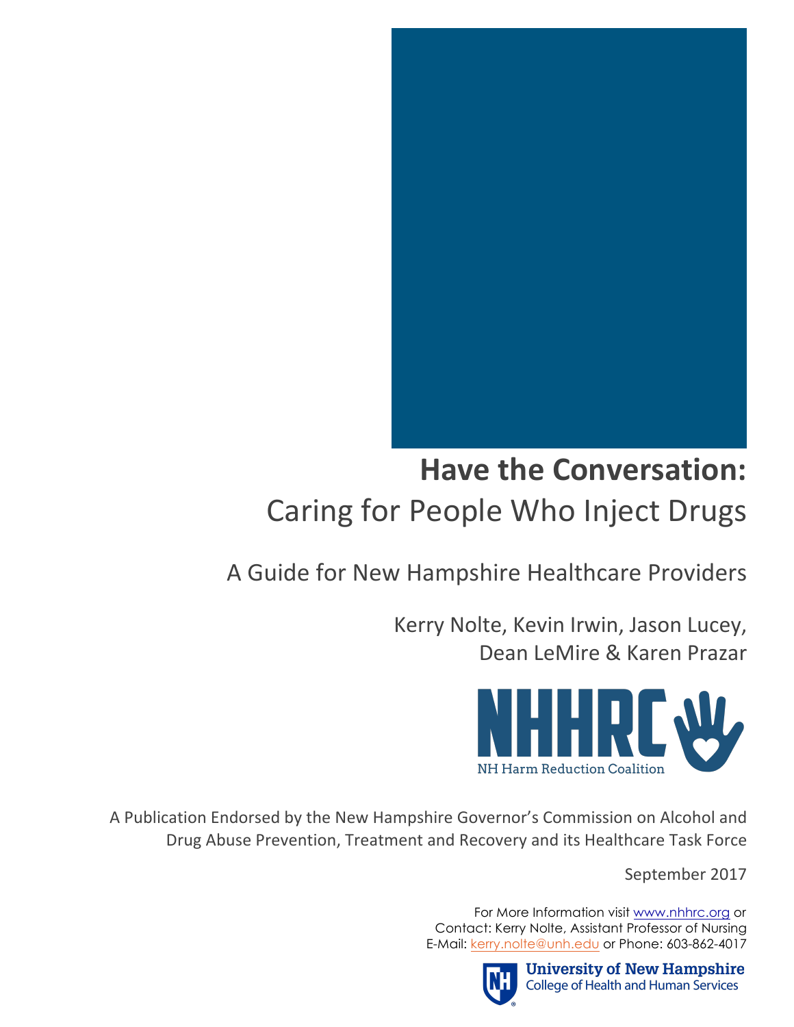# **Have the Conversation:** Caring for People Who Inject Drugs

## A Guide for New Hampshire Healthcare Providers

Kerry Nolte, Kevin Irwin, Jason Lucey, Dean LeMire & Karen Prazar

NHHRC
NH Harm Reduction Coalition

A Publication Endorsed by the New Hampshire Governor's Commission on Alcohol and Drug Abuse Prevention, Treatment and Recovery and its Healthcare Task Force

September 2017

For More Information visit www.nhhrc.org or
Contact: Kerry Nolte, Assistant Professor of Nursing
E-Mail: kerry.nolte@unh.edu or Phone: 603-862-4017

University of New Hampshire
College of Health and Human Services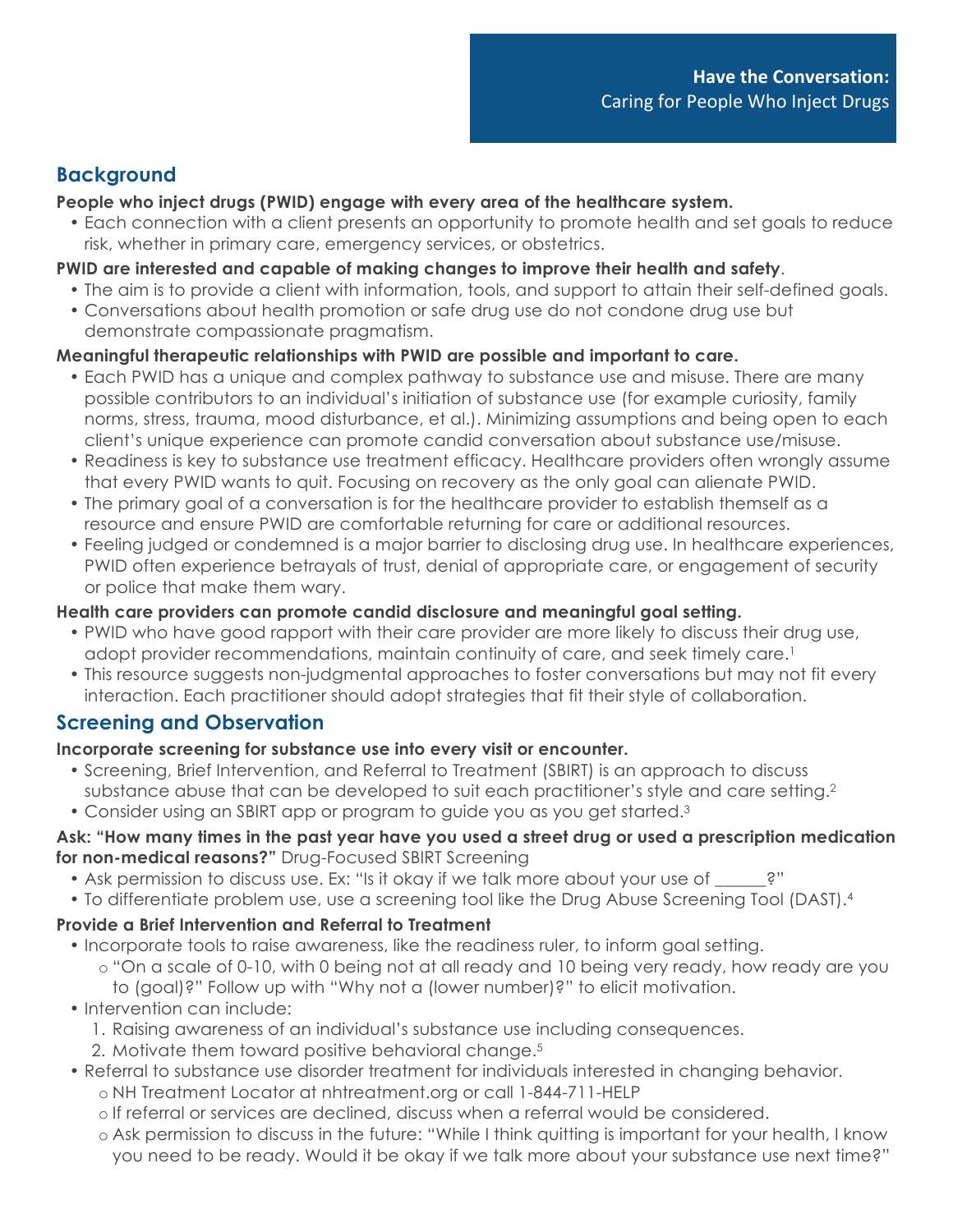**Have the Conversation:**
Caring for People Who Inject Drugs

## Background

**People who inject drugs (PWID) engage with every area of the healthcare system.**

- Each connection with a client presents an opportunity to promote health and set goals to reduce risk, whether in primary care, emergency services, or obstetrics.

**PWID are interested and capable of making changes to improve their health and safety**.

- The aim is to provide a client with information, tools, and support to attain their self-defined goals.
- Conversations about health promotion or safe drug use do not condone drug use but demonstrate compassionate pragmatism.

**Meaningful therapeutic relationships with PWID are possible and important to care.**

- Each PWID has a unique and complex pathway to substance use and misuse. There are many possible contributors to an individual's initiation of substance use (for example curiosity, family norms, stress, trauma, mood disturbance, et al.). Minimizing assumptions and being open to each client's unique experience can promote candid conversation about substance use/misuse.
- Readiness is key to substance use treatment efficacy. Healthcare providers often wrongly assume that every PWID wants to quit. Focusing on recovery as the only goal can alienate PWID.
- The primary goal of a conversation is for the healthcare provider to establish themself as a resource and ensure PWID are comfortable returning for care or additional resources.
- Feeling judged or condemned is a major barrier to disclosing drug use. In healthcare experiences, PWID often experience betrayals of trust, denial of appropriate care, or engagement of security or police that make them wary.

**Health care providers can promote candid disclosure and meaningful goal setting.**

- PWID who have good rapport with their care provider are more likely to discuss their drug use, adopt provider recommendations, maintain continuity of care, and seek timely care.[1]
- This resource suggests non-judgmental approaches to foster conversations but may not fit every interaction. Each practitioner should adopt strategies that fit their style of collaboration.

## Screening and Observation

**Incorporate screening for substance use into every visit or encounter.**

- Screening, Brief Intervention, and Referral to Treatment (SBIRT) is an approach to discuss substance abuse that can be developed to suit each practitioner's style and care setting.[2]
- Consider using an SBIRT app or program to guide you as you get started.[3]

**Ask: "How many times in the past year have you used a street drug or used a prescription medication for non-medical reasons?"** Drug-Focused SBIRT Screening

- Ask permission to discuss use. Ex: "Is it okay if we talk more about your use of ______?"
- To differentiate problem use, use a screening tool like the Drug Abuse Screening Tool (DAST).[4]

**Provide a Brief Intervention and Referral to Treatment**

- Incorporate tools to raise awareness, like the readiness ruler, to inform goal setting.
  - "On a scale of 0-10, with 0 being not at all ready and 10 being very ready, how ready are you to (goal)?" Follow up with "Why not a (lower number)?" to elicit motivation.
- Intervention can include:
  1. Raising awareness of an individual's substance use including consequences.
  2. Motivate them toward positive behavioral change.[5]
- Referral to substance use disorder treatment for individuals interested in changing behavior.
  - NH Treatment Locator at nhtreatment.org or call 1-844-711-HELP
  - If referral or services are declined, discuss when a referral would be considered.
  - Ask permission to discuss in the future: "While I think quitting is important for your health, I know you need to be ready. Would it be okay if we talk more about your substance use next time?"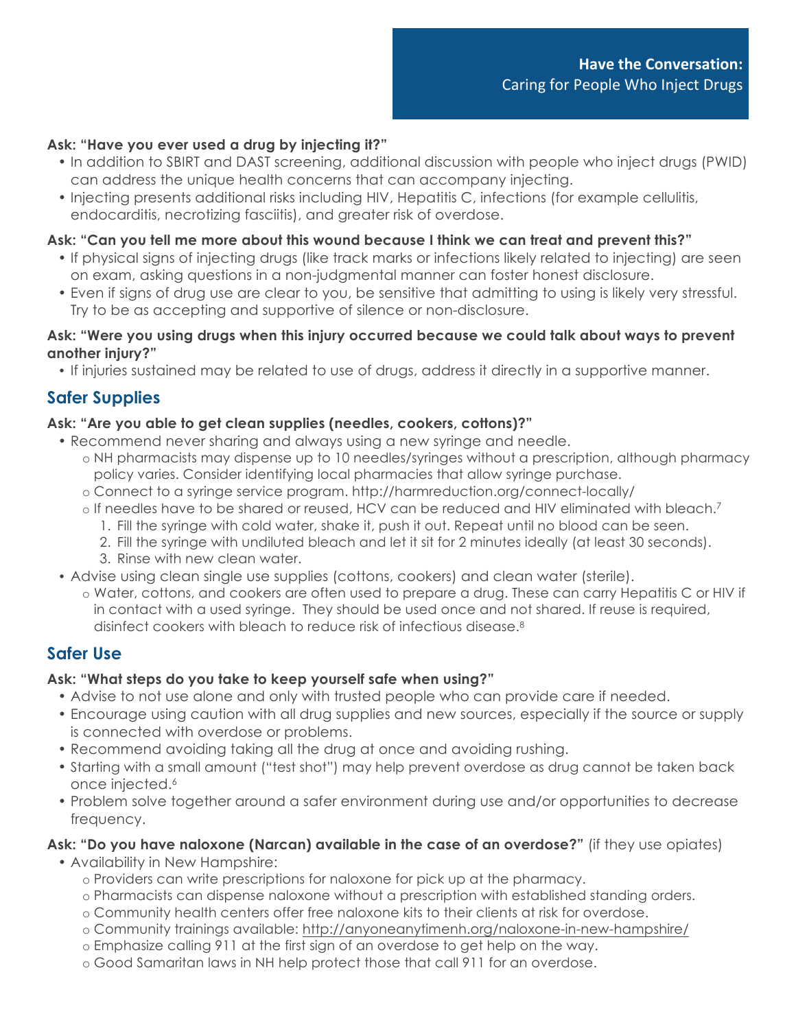**Have the Conversation:**
Caring for People Who Inject Drugs

**Ask: "Have you ever used a drug by injecting it?"**

- In addition to SBIRT and DAST screening, additional discussion with people who inject drugs (PWID) can address the unique health concerns that can accompany injecting.
- Injecting presents additional risks including HIV, Hepatitis C, infections (for example cellulitis, endocarditis, necrotizing fasciitis), and greater risk of overdose.

**Ask: "Can you tell me more about this wound because I think we can treat and prevent this?"**

- If physical signs of injecting drugs (like track marks or infections likely related to injecting) are seen on exam, asking questions in a non-judgmental manner can foster honest disclosure.
- Even if signs of drug use are clear to you, be sensitive that admitting to using is likely very stressful. Try to be as accepting and supportive of silence or non-disclosure.

**Ask: "Were you using drugs when this injury occurred because we could talk about ways to prevent another injury?"**

- If injuries sustained may be related to use of drugs, address it directly in a supportive manner.

## Safer Supplies

**Ask: "Are you able to get clean supplies (needles, cookers, cottons)?"**

- Recommend never sharing and always using a new syringe and needle.
  - NH pharmacists may dispense up to 10 needles/syringes without a prescription, although pharmacy policy varies. Consider identifying local pharmacies that allow syringe purchase.
  - Connect to a syringe service program. http://harmreduction.org/connect-locally/
  - If needles have to be shared or reused, HCV can be reduced and HIV eliminated with bleach.[7]
    1. Fill the syringe with cold water, shake it, push it out. Repeat until no blood can be seen.
    2. Fill the syringe with undiluted bleach and let it sit for 2 minutes ideally (at least 30 seconds).
    3. Rinse with new clean water.
- Advise using clean single use supplies (cottons, cookers) and clean water (sterile).
  - Water, cottons, and cookers are often used to prepare a drug. These can carry Hepatitis C or HIV if in contact with a used syringe. They should be used once and not shared. If reuse is required, disinfect cookers with bleach to reduce risk of infectious disease.[8]

## Safer Use

**Ask: "What steps do you take to keep yourself safe when using?"**

- Advise to not use alone and only with trusted people who can provide care if needed.
- Encourage using caution with all drug supplies and new sources, especially if the source or supply is connected with overdose or problems.
- Recommend avoiding taking all the drug at once and avoiding rushing.
- Starting with a small amount ("test shot") may help prevent overdose as drug cannot be taken back once injected.[6]
- Problem solve together around a safer environment during use and/or opportunities to decrease frequency.

**Ask: "Do you have naloxone (Narcan) available in the case of an overdose?"** (if they use opiates)

- Availability in New Hampshire:
  - Providers can write prescriptions for naloxone for pick up at the pharmacy.
  - Pharmacists can dispense naloxone without a prescription with established standing orders.
  - Community health centers offer free naloxone kits to their clients at risk for overdose.
  - Community trainings available: http://anyoneanytimenh.org/naloxone-in-new-hampshire/
  - Emphasize calling 911 at the first sign of an overdose to get help on the way.
  - Good Samaritan laws in NH help protect those that call 911 for an overdose.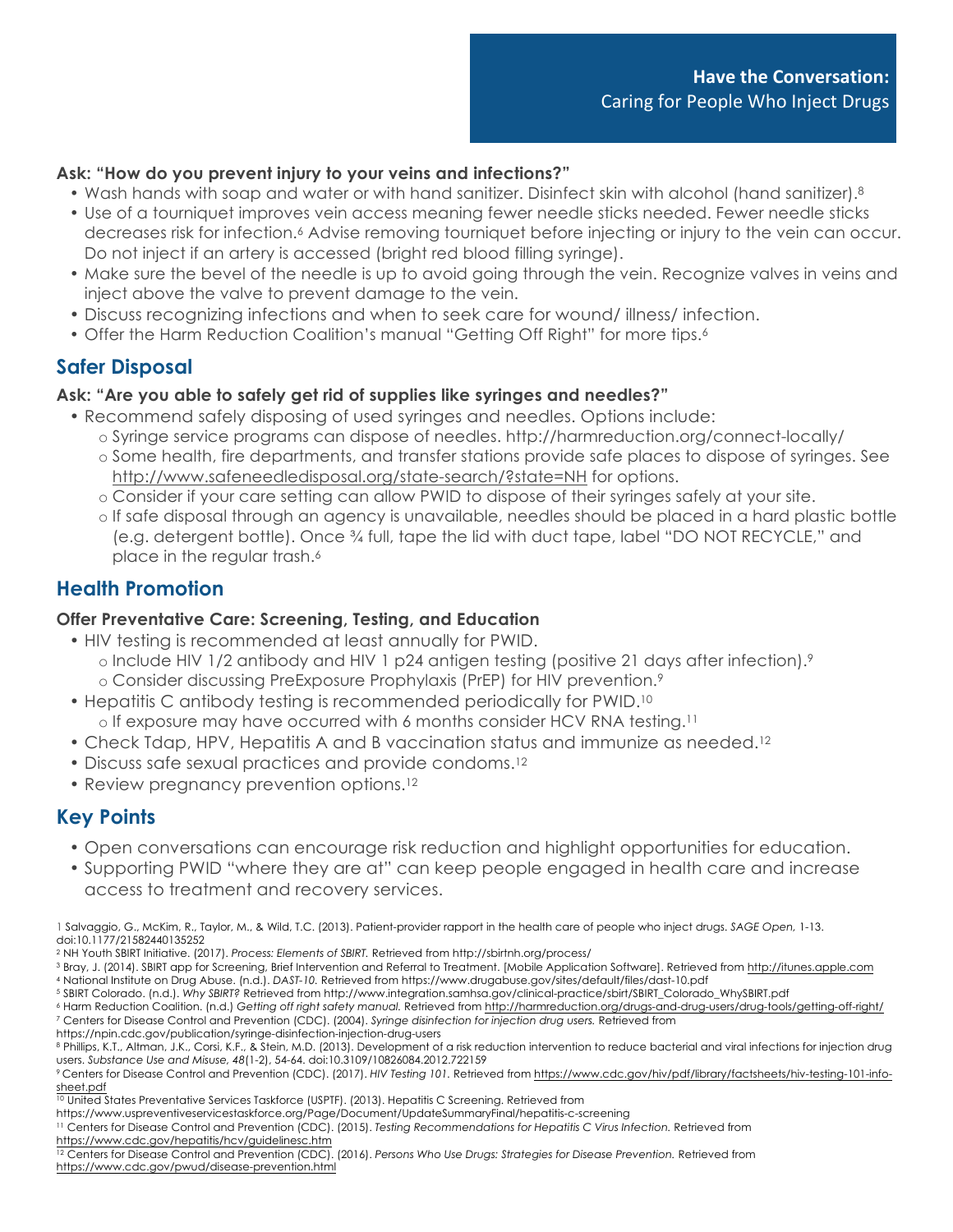**Have the Conversation:**
Caring for People Who Inject Drugs

**Ask: "How do you prevent injury to your veins and infections?"**

- Wash hands with soap and water or with hand sanitizer. Disinfect skin with alcohol (hand sanitizer).[8]
- Use of a tourniquet improves vein access meaning fewer needle sticks needed. Fewer needle sticks decreases risk for infection.[6] Advise removing tourniquet before injecting or injury to the vein can occur. Do not inject if an artery is accessed (bright red blood filling syringe).
- Make sure the bevel of the needle is up to avoid going through the vein. Recognize valves in veins and inject above the valve to prevent damage to the vein.
- Discuss recognizing infections and when to seek care for wound/ illness/ infection.
- Offer the Harm Reduction Coalition's manual "Getting Off Right" for more tips.[6]

## Safer Disposal

**Ask: "Are you able to safely get rid of supplies like syringes and needles?"**

- Recommend safely disposing of used syringes and needles. Options include:
  - Syringe service programs can dispose of needles. http://harmreduction.org/connect-locally/
  - Some health, fire departments, and transfer stations provide safe places to dispose of syringes. See http://www.safeneedledisposal.org/state-search/?state=NH for options.
  - Consider if your care setting can allow PWID to dispose of their syringes safely at your site.
  - If safe disposal through an agency is unavailable, needles should be placed in a hard plastic bottle (e.g. detergent bottle). Once ¾ full, tape the lid with duct tape, label "DO NOT RECYCLE," and place in the regular trash.[6]

## Health Promotion

**Offer Preventative Care: Screening, Testing, and Education**

- HIV testing is recommended at least annually for PWID.
  - Include HIV 1/2 antibody and HIV 1 p24 antigen testing (positive 21 days after infection).[9]
  - Consider discussing PreExposure Prophylaxis (PrEP) for HIV prevention.[9]
- Hepatitis C antibody testing is recommended periodically for PWID.[10]
  - If exposure may have occurred with 6 months consider HCV RNA testing.[11]
- Check Tdap, HPV, Hepatitis A and B vaccination status and immunize as needed.[12]
- Discuss safe sexual practices and provide condoms.[12]
- Review pregnancy prevention options.[12]

## Key Points

- Open conversations can encourage risk reduction and highlight opportunities for education.
- Supporting PWID "where they are at" can keep people engaged in health care and increase access to treatment and recovery services.

1 Salvaggio, G., McKim, R., Taylor, M., & Wild, T.C. (2013). Patient-provider rapport in the health care of people who inject drugs. *SAGE Open,* 1-13. doi:10.1177/21582440135252

2 NH Youth SBIRT Initiative. (2017). *Process: Elements of SBIRT.* Retrieved from http://sbirtnh.org/process/

3 Bray, J. (2014). SBIRT app for Screening, Brief Intervention and Referral to Treatment. [Mobile Application Software]. Retrieved from http://itunes.apple.com

4 National Institute on Drug Abuse. (n.d.). *DAST-10.* Retrieved from https://www.drugabuse.gov/sites/default/files/dast-10.pdf

5 SBIRT Colorado. (n.d.). *Why SBIRT?* Retrieved from http://www.integration.samhsa.gov/clinical-practice/sbirt/SBIRT_Colorado_WhySBIRT.pdf

6 Harm Reduction Coalition. (n.d.) *Getting off right safety manual.* Retrieved from http://harmreduction.org/drugs-and-drug-users/drug-tools/getting-off-right/

7 Centers for Disease Control and Prevention (CDC). (2004). *Syringe disinfection for injection drug users.* Retrieved from https://npin.cdc.gov/publication/syringe-disinfection-injection-drug-users

8 Phillips, K.T., Altman, J.K., Corsi, K.F., & Stein, M.D. (2013). Development of a risk reduction intervention to reduce bacterial and viral infections for injection drug users. *Substance Use and Misuse, 48*(1-2), 54-64. doi:10.3109/10826084.2012.722159

9 Centers for Disease Control and Prevention (CDC). (2017). *HIV Testing 101.* Retrieved from https://www.cdc.gov/hiv/pdf/library/factsheets/hiv-testing-101-info-sheet.pdf

10 United States Preventative Services Taskforce (USPTF). (2013). Hepatitis C Screening. Retrieved from https://www.uspreventiveservicestaskforce.org/Page/Document/UpdateSummaryFinal/hepatitis-c-screening

11 Centers for Disease Control and Prevention (CDC). (2015). *Testing Recommendations for Hepatitis C Virus Infection.* Retrieved from https://www.cdc.gov/hepatitis/hcv/guidelinesc.htm

12 Centers for Disease Control and Prevention (CDC). (2016). *Persons Who Use Drugs: Strategies for Disease Prevention.* Retrieved from https://www.cdc.gov/pwud/disease-prevention.html